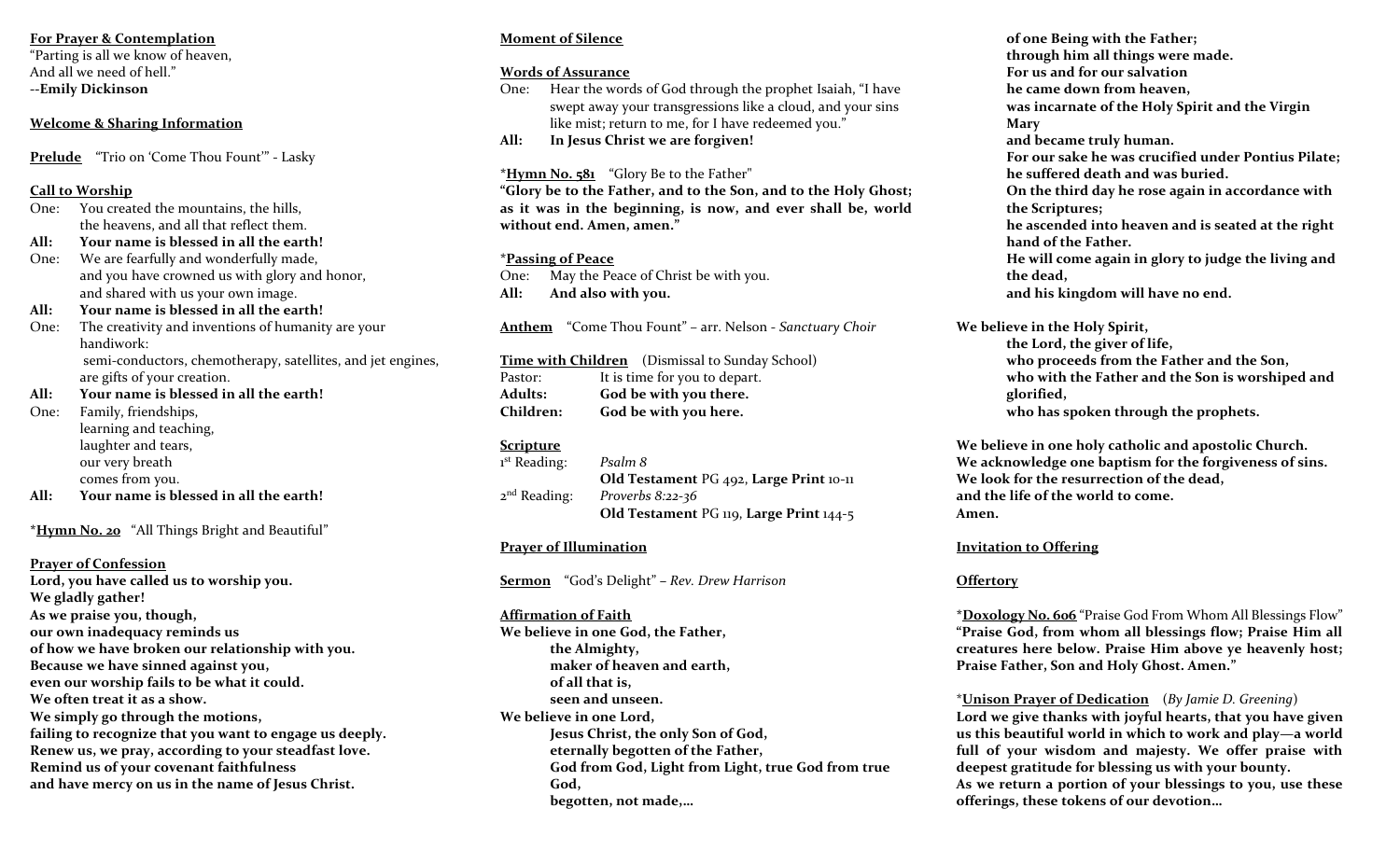**For Prayer & Contemplation**

"Parting is all we know of heaven,
And all we need of hell."
--**Emily Dickinson**

**Welcome & Sharing Information**

**Prelude** "Trio on 'Come Thou Fount'" - Lasky

**Call to Worship**

One: You created the mountains, the hills,
the heavens, and all that reflect them.

**All: Your name is blessed in all the earth!**

One: We are fearfully and wonderfully made,
and you have crowned us with glory and honor,
and shared with us your own image.

**All: Your name is blessed in all the earth!**

One: The creativity and inventions of humanity are your handiwork:
semi-conductors, chemotherapy, satellites, and jet engines, are gifts of your creation.

**All: Your name is blessed in all the earth!**

One: Family, friendships,
learning and teaching,
laughter and tears,
our very breath
comes from you.

**All: Your name is blessed in all the earth!**

\***Hymn No. 20** "All Things Bright and Beautiful"

**Prayer of Confession**

**Lord, you have called us to worship you.
We gladly gather!
As we praise you, though,
our own inadequacy reminds us
of how we have broken our relationship with you.
Because we have sinned against you,
even our worship fails to be what it could.
We often treat it as a show.
We simply go through the motions,
failing to recognize that you want to engage us deeply.
Renew us, we pray, according to your steadfast love.
Remind us of your covenant faithfulness
and have mercy on us in the name of Jesus Christ.**

**Moment of Silence**

**Words of Assurance**

One: Hear the words of God through the prophet Isaiah, "I have swept away your transgressions like a cloud, and your sins like mist; return to me, for I have redeemed you."

**All: In Jesus Christ we are forgiven!**

\***Hymn No. 581** "Glory Be to the Father"

**"Glory be to the Father, and to the Son, and to the Holy Ghost; as it was in the beginning, is now, and ever shall be, world without end. Amen, amen."**

\***Passing of Peace**

One: May the Peace of Christ be with you.

**All: And also with you.**

**Anthem** "Come Thou Fount" – arr. Nelson - *Sanctuary Choir*

**Time with Children** (Dismissal to Sunday School)

Pastor: It is time for you to depart.

**Adults: God be with you there.**

**Children: God be with you here.**

**Scripture**

1st Reading: *Psalm 8*
**Old Testament** PG 492, **Large Print** 10-11

2nd Reading: *Proverbs 8:22-36*
**Old Testament** PG 119, **Large Print** 144-5

**Prayer of Illumination**

**Sermon** "God's Delight" – *Rev. Drew Harrison*

**Affirmation of Faith**

**We believe in one God, the Father,
the Almighty,
maker of heaven and earth,
of all that is,
seen and unseen.
We believe in one Lord,
Jesus Christ, the only Son of God,
eternally begotten of the Father,
God from God, Light from Light, true God from true God,
begotten, not made,…
of one Being with the Father;
through him all things were made.
For us and for our salvation
he came down from heaven,
was incarnate of the Holy Spirit and the Virgin Mary
and became truly human.
For our sake he was crucified under Pontius Pilate;
he suffered death and was buried.
On the third day he rose again in accordance with the Scriptures;
he ascended into heaven and is seated at the right hand of the Father.
He will come again in glory to judge the living and the dead,
and his kingdom will have no end.**

**We believe in the Holy Spirit,
the Lord, the giver of life,
who proceeds from the Father and the Son,
who with the Father and the Son is worshiped and glorified,
who has spoken through the prophets.**

**We believe in one holy catholic and apostolic Church.
We acknowledge one baptism for the forgiveness of sins.
We look for the resurrection of the dead,
and the life of the world to come.
Amen.**

**Invitation to Offering**

**Offertory**

\***Doxology No. 606** "Praise God From Whom All Blessings Flow"

**"Praise God, from whom all blessings flow; Praise Him all creatures here below. Praise Him above ye heavenly host; Praise Father, Son and Holy Ghost. Amen."**

\***Unison Prayer of Dedication** (*By Jamie D. Greening*)

**Lord we give thanks with joyful hearts, that you have given us this beautiful world in which to work and play—a world full of your wisdom and majesty. We offer praise with deepest gratitude for blessing us with your bounty.
As we return a portion of your blessings to you, use these offerings, these tokens of our devotion…**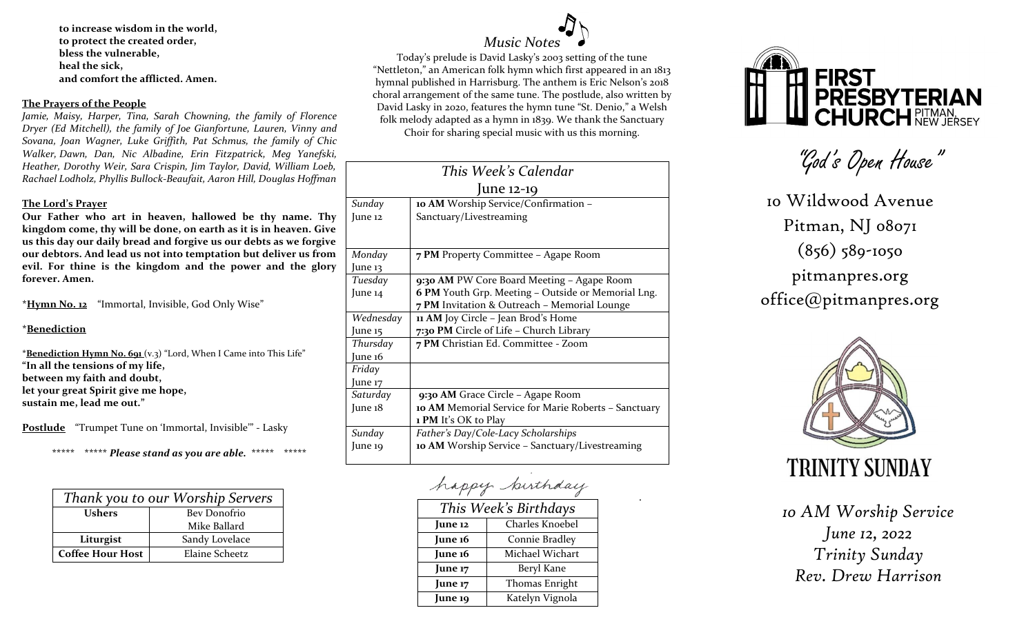**to increase wisdom in the world,**
**to protect the created order,**
**bless the vulnerable,**
**heal the sick,**
**and comfort the afflicted. Amen.**

**The Prayers of the People**

*Jamie, Maisy, Harper, Tina, Sarah Chowning, the family of Florence Dryer (Ed Mitchell), the family of Joe Gianfortune, Lauren, Vinny and Sovana, Joan Wagner, Luke Griffith, Pat Schmus, the family of Chic Walker, Dawn, Dan, Nic Albadine, Erin Fitzpatrick, Meg Yanefski, Heather, Dorothy Weir, Sara Crispin, Jim Taylor, David, William Loeb, Rachael Lodholz, Phyllis Bullock-Beaufait, Aaron Hill, Douglas Hoffman*

**The Lord's Prayer**

**Our Father who art in heaven, hallowed be thy name. Thy kingdom come, thy will be done, on earth as it is in heaven. Give us this day our daily bread and forgive us our debts as we forgive our debtors. And lead us not into temptation but deliver us from evil. For thine is the kingdom and the power and the glory forever. Amen.**

\***Hymn No. 12** "Immortal, Invisible, God Only Wise"

\***Benediction**

\***Benediction Hymn No. 691** (v.3) "Lord, When I Came into This Life"
**"In all the tensions of my life,**
**between my faith and doubt,**
**let your great Spirit give me hope,**
**sustain me, lead me out."**

**Postlude** "Trumpet Tune on 'Immortal, Invisible'" - Lasky

\*\*\*\*\* \*\*\*\*\* ***Please stand as you are able.*** \*\*\*\*\* \*\*\*\*\*

| *Thank you to our Worship Servers* | |
|---|---|
| **Ushers** | Bev Donofrio<br>Mike Ballard |
| **Liturgist** | Sandy Lovelace |
| **Coffee Hour Host** | Elaine Scheetz |

## *Music Notes*

Today's prelude is David Lasky's 2003 setting of the tune "Nettleton," an American folk hymn which first appeared in an 1813 hymnal published in Harrisburg. The anthem is Eric Nelson's 2018 choral arrangement of the same tune. The postlude, also written by David Lasky in 2020, features the hymn tune "St. Denio," a Welsh folk melody adapted as a hymn in 1839. We thank the Sanctuary Choir for sharing special music with us this morning.

| *This Week's Calendar*<br>June 12-19 | |
|---|---|
| *Sunday*<br>June 12 | **10 AM** Worship Service/Confirmation – Sanctuary/Livestreaming |
| *Monday*<br>June 13 | **7 PM** Property Committee – Agape Room |
| *Tuesday*<br>June 14 | **9:30 AM** PW Core Board Meeting – Agape Room<br>**6 PM** Youth Grp. Meeting – Outside or Memorial Lng.<br>**7 PM** Invitation & Outreach – Memorial Lounge |
| *Wednesday*<br>June 15 | **11 AM** Joy Circle – Jean Brod's Home<br>**7:30 PM** Circle of Life – Church Library |
| *Thursday*<br>June 16 | **7 PM** Christian Ed. Committee - Zoom |
| *Friday*<br>June 17 | |
| *Saturday*<br>June 18 | **9:30 AM** Grace Circle – Agape Room<br>**10 AM** Memorial Service for Marie Roberts – Sanctuary<br>**1 PM** It's OK to Play |
| *Sunday*<br>June 19 | *Father's Day/Cole-Lacy Scholarships*<br>**10 AM** Worship Service – Sanctuary/Livestreaming |

happy birthday

| *This Week's Birthdays* | |
|---|---|
| **June 12** | Charles Knoebel |
| **June 16** | Connie Bradley |
| **June 16** | Michael Wichart |
| **June 17** | Beryl Kane |
| **June 17** | Thomas Enright |
| **June 19** | Katelyn Vignola |

# FIRST PRESBYTERIAN CHURCH PITMAN, NEW JERSEY

"God's Open House"

10 Wildwood Avenue
Pitman, NJ 08071
(856) 589-1050
pitmanpres.org
office@pitmanpres.org

# TRINITY SUNDAY

*10 AM Worship Service*
*June 12, 2022*
*Trinity Sunday*
*Rev. Drew Harrison*